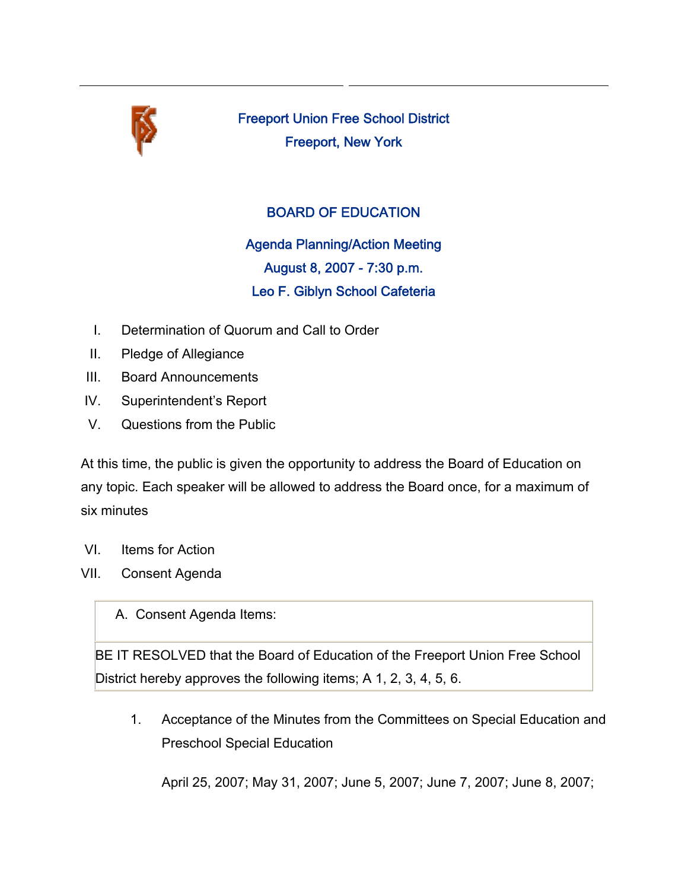# Freeport Union Free School District

## Freeport, New York

## BOARD OF EDUCATION

### Agenda Planning/Action Meeting

August 8, 2007 - 7:30 p.m.

Leo F. Giblyn School Cafeteria

I. Determination of Quorum and Call to Order

II. Pledge of Allegiance

III. Board Announcements

IV. Superintendent's Report

V. Questions from the Public

At this time, the public is given the opportunity to address the Board of Education on any topic. Each speaker will be allowed to address the Board once, for a maximum of six minutes

VI. Items for Action

VII. Consent Agenda

| A. Consent Agenda Items: |
|---|
| BE IT RESOLVED that the Board of Education of the Freeport Union Free School District hereby approves the following items; A 1, 2, 3, 4, 5, 6. |

1. Acceptance of the Minutes from the Committees on Special Education and Preschool Special Education

   April 25, 2007; May 31, 2007; June 5, 2007; June 7, 2007; June 8, 2007;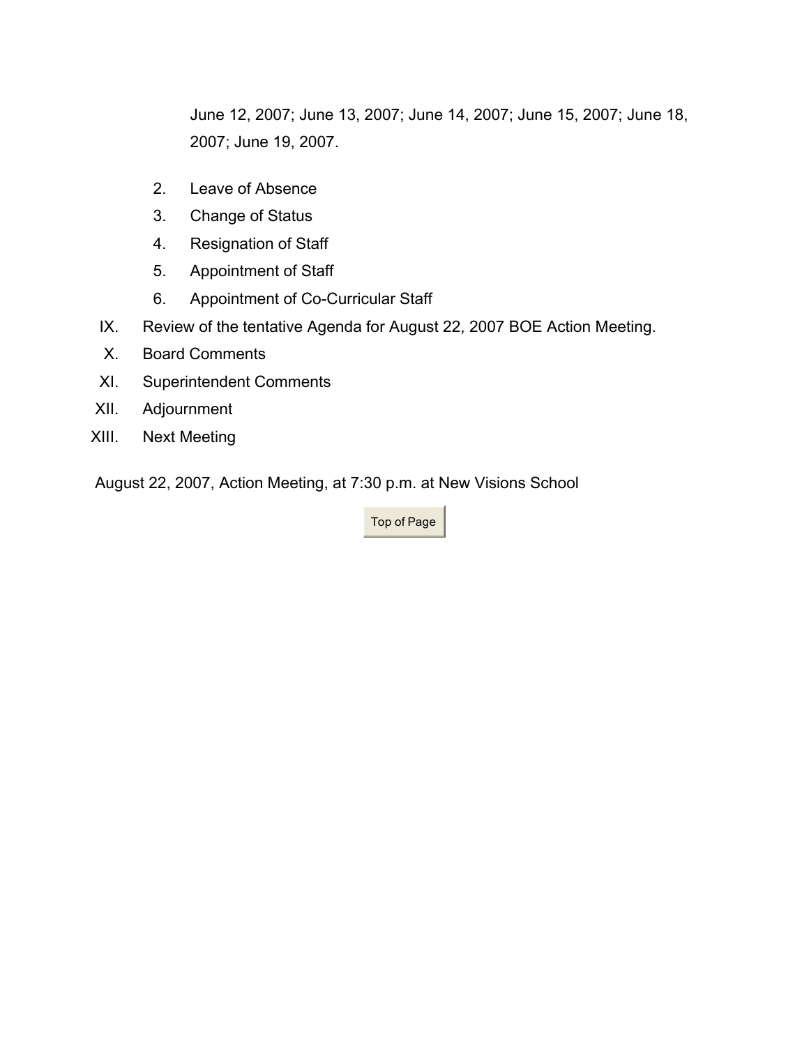June 12, 2007; June 13, 2007; June 14, 2007; June 15, 2007; June 18, 2007; June 19, 2007.

2. Leave of Absence
3. Change of Status
4. Resignation of Staff
5. Appointment of Staff
6. Appointment of Co-Curricular Staff

IX. Review of the tentative Agenda for August 22, 2007 BOE Action Meeting.

X. Board Comments

XI. Superintendent Comments

XII. Adjournment

XIII. Next Meeting

August 22, 2007, Action Meeting, at 7:30 p.m. at New Visions School

Top of Page